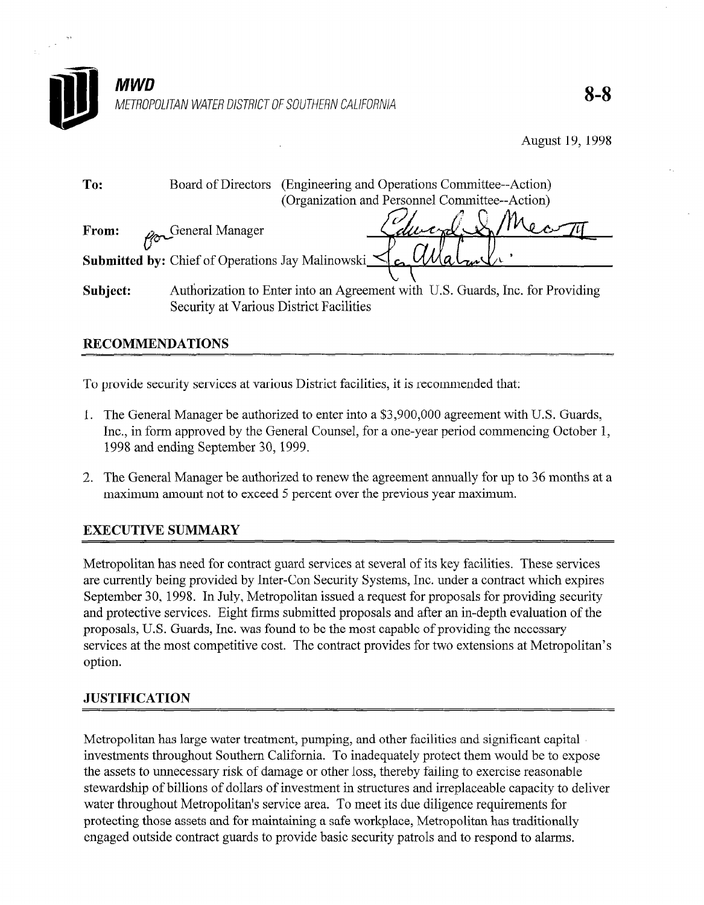**MWD**
METROPOLITAN WATER DISTRICT OF SOUTHERN CALIFORNIA

**8-8**

August 19, 1998

**To:** Board of Directors (Engineering and Operations Committee--Action)
(Organization and Personnel Committee--Action)

**From:** for General Manager

**Submitted by:** Chief of Operations Jay Malinowski

**Subject:** Authorization to Enter into an Agreement with U.S. Guards, Inc. for Providing Security at Various District Facilities

## RECOMMENDATIONS

To provide security services at various District facilities, it is recommended that:

1. The General Manager be authorized to enter into a $3,900,000 agreement with U.S. Guards, Inc., in form approved by the General Counsel, for a one-year period commencing October 1, 1998 and ending September 30, 1999.
2. The General Manager be authorized to renew the agreement annually for up to 36 months at a maximum amount not to exceed 5 percent over the previous year maximum.

## EXECUTIVE SUMMARY

Metropolitan has need for contract guard services at several of its key facilities. These services are currently being provided by Inter-Con Security Systems, Inc. under a contract which expires September 30, 1998. In July, Metropolitan issued a request for proposals for providing security and protective services. Eight firms submitted proposals and after an in-depth evaluation of the proposals, U.S. Guards, Inc. was found to be the most capable of providing the necessary services at the most competitive cost. The contract provides for two extensions at Metropolitan's option.

## JUSTIFICATION

Metropolitan has large water treatment, pumping, and other facilities and significant capital investments throughout Southern California. To inadequately protect them would be to expose the assets to unnecessary risk of damage or other loss, thereby failing to exercise reasonable stewardship of billions of dollars of investment in structures and irreplaceable capacity to deliver water throughout Metropolitan's service area. To meet its due diligence requirements for protecting those assets and for maintaining a safe workplace, Metropolitan has traditionally engaged outside contract guards to provide basic security patrols and to respond to alarms.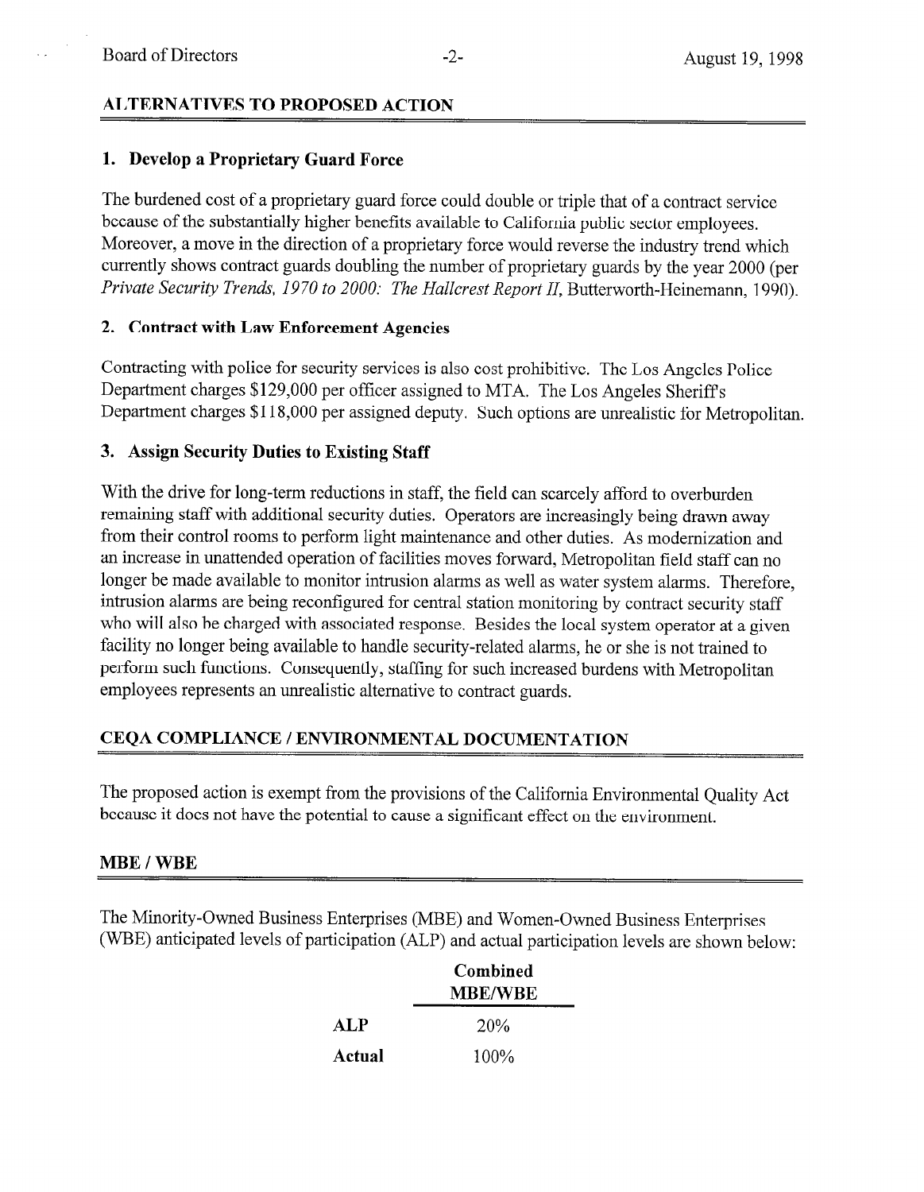## ALTERNATIVES TO PROPOSED ACTION

### 1. Develop a Proprietary Guard Force

The burdened cost of a proprietary guard force could double or triple that of a contract service because of the substantially higher benefits available to California public sector employees. Moreover, a move in the direction of a proprietary force would reverse the industry trend which currently shows contract guards doubling the number of proprietary guards by the year 2000 (per *Private Security Trends, 1970 to 2000: The Hallcrest Report II*, Butterworth-Heinemann, 1990).

### 2. Contract with Law Enforcement Agencies

Contracting with police for security services is also cost prohibitive. The Los Angeles Police Department charges $129,000 per officer assigned to MTA. The Los Angeles Sheriff's Department charges $118,000 per assigned deputy. Such options are unrealistic for Metropolitan.

### 3. Assign Security Duties to Existing Staff

With the drive for long-term reductions in staff, the field can scarcely afford to overburden remaining staff with additional security duties. Operators are increasingly being drawn away from their control rooms to perform light maintenance and other duties. As modernization and an increase in unattended operation of facilities moves forward, Metropolitan field staff can no longer be made available to monitor intrusion alarms as well as water system alarms. Therefore, intrusion alarms are being reconfigured for central station monitoring by contract security staff who will also be charged with associated response. Besides the local system operator at a given facility no longer being available to handle security-related alarms, he or she is not trained to perform such functions. Consequently, staffing for such increased burdens with Metropolitan employees represents an unrealistic alternative to contract guards.

## CEQA COMPLIANCE / ENVIRONMENTAL DOCUMENTATION

The proposed action is exempt from the provisions of the California Environmental Quality Act because it does not have the potential to cause a significant effect on the environment.

## MBE / WBE

The Minority-Owned Business Enterprises (MBE) and Women-Owned Business Enterprises (WBE) anticipated levels of participation (ALP) and actual participation levels are shown below:

| | Combined MBE/WBE |
|---|---|
| **ALP** | 20% |
| **Actual** | 100% |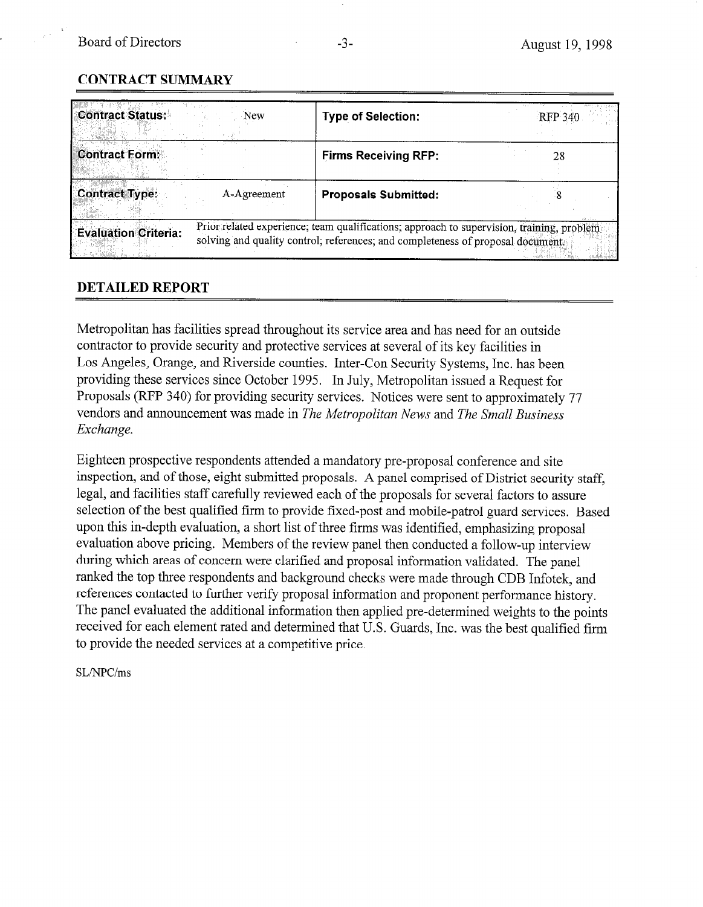## CONTRACT SUMMARY

| | | | |
|---|---|---|---|
| **Contract Status:** | New | **Type of Selection:** | RFP 340 |
| **Contract Form:** | | **Firms Receiving RFP:** | 28 |
| **Contract Type:** | A-Agreement | **Proposals Submitted:** | 8 |
| **Evaluation Criteria:** | Prior related experience; team qualifications; approach to supervision, training, problem solving and quality control; references; and completeness of proposal document. | | |

## DETAILED REPORT

Metropolitan has facilities spread throughout its service area and has need for an outside contractor to provide security and protective services at several of its key facilities in Los Angeles, Orange, and Riverside counties. Inter-Con Security Systems, Inc. has been providing these services since October 1995. In July, Metropolitan issued a Request for Proposals (RFP 340) for providing security services. Notices were sent to approximately 77 vendors and announcement was made in *The Metropolitan News* and *The Small Business Exchange.*

Eighteen prospective respondents attended a mandatory pre-proposal conference and site inspection, and of those, eight submitted proposals. A panel comprised of District security staff, legal, and facilities staff carefully reviewed each of the proposals for several factors to assure selection of the best qualified firm to provide fixed-post and mobile-patrol guard services. Based upon this in-depth evaluation, a short list of three firms was identified, emphasizing proposal evaluation above pricing. Members of the review panel then conducted a follow-up interview during which areas of concern were clarified and proposal information validated. The panel ranked the top three respondents and background checks were made through CDB Infotek, and references contacted to further verify proposal information and proponent performance history. The panel evaluated the additional information then applied pre-determined weights to the points received for each element rated and determined that U.S. Guards, Inc. was the best qualified firm to provide the needed services at a competitive price.

SL/NPC/ms